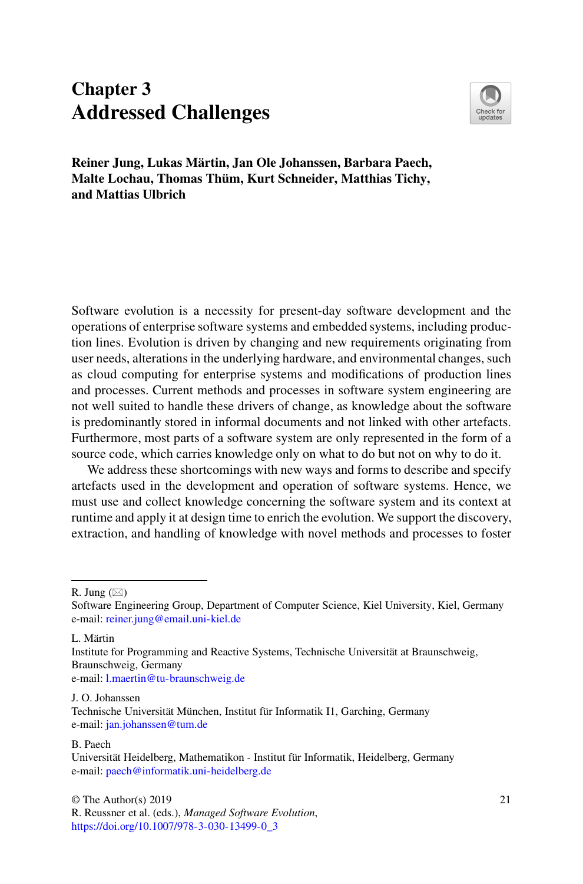# Chapter 3
# Addressed Challenges

**Reiner Jung, Lukas Märtin, Jan Ole Johanssen, Barbara Paech, Malte Lochau, Thomas Thüm, Kurt Schneider, Matthias Tichy, and Mattias Ulbrich**

Software evolution is a necessity for present-day software development and the operations of enterprise software systems and embedded systems, including production lines. Evolution is driven by changing and new requirements originating from user needs, alterations in the underlying hardware, and environmental changes, such as cloud computing for enterprise systems and modifications of production lines and processes. Current methods and processes in software system engineering are not well suited to handle these drivers of change, as knowledge about the software is predominantly stored in informal documents and not linked with other artefacts. Furthermore, most parts of a software system are only represented in the form of a source code, which carries knowledge only on what to do but not on why to do it.

We address these shortcomings with new ways and forms to describe and specify artefacts used in the development and operation of software systems. Hence, we must use and collect knowledge concerning the software system and its context at runtime and apply it at design time to enrich the evolution. We support the discovery, extraction, and handling of knowledge with novel methods and processes to foster

---

R. Jung (✉)
Software Engineering Group, Department of Computer Science, Kiel University, Kiel, Germany
e-mail: reiner.jung@email.uni-kiel.de

L. Märtin
Institute for Programming and Reactive Systems, Technische Universität at Braunschweig, Braunschweig, Germany
e-mail: l.maertin@tu-braunschweig.de

J. O. Johanssen
Technische Universität München, Institut für Informatik I1, Garching, Germany
e-mail: jan.johanssen@tum.de

B. Paech
Universität Heidelberg, Mathematikon - Institut für Informatik, Heidelberg, Germany
e-mail: paech@informatik.uni-heidelberg.de

© The Author(s) 2019
R. Reussner et al. (eds.), *Managed Software Evolution*,
https://doi.org/10.1007/978-3-030-13499-0_3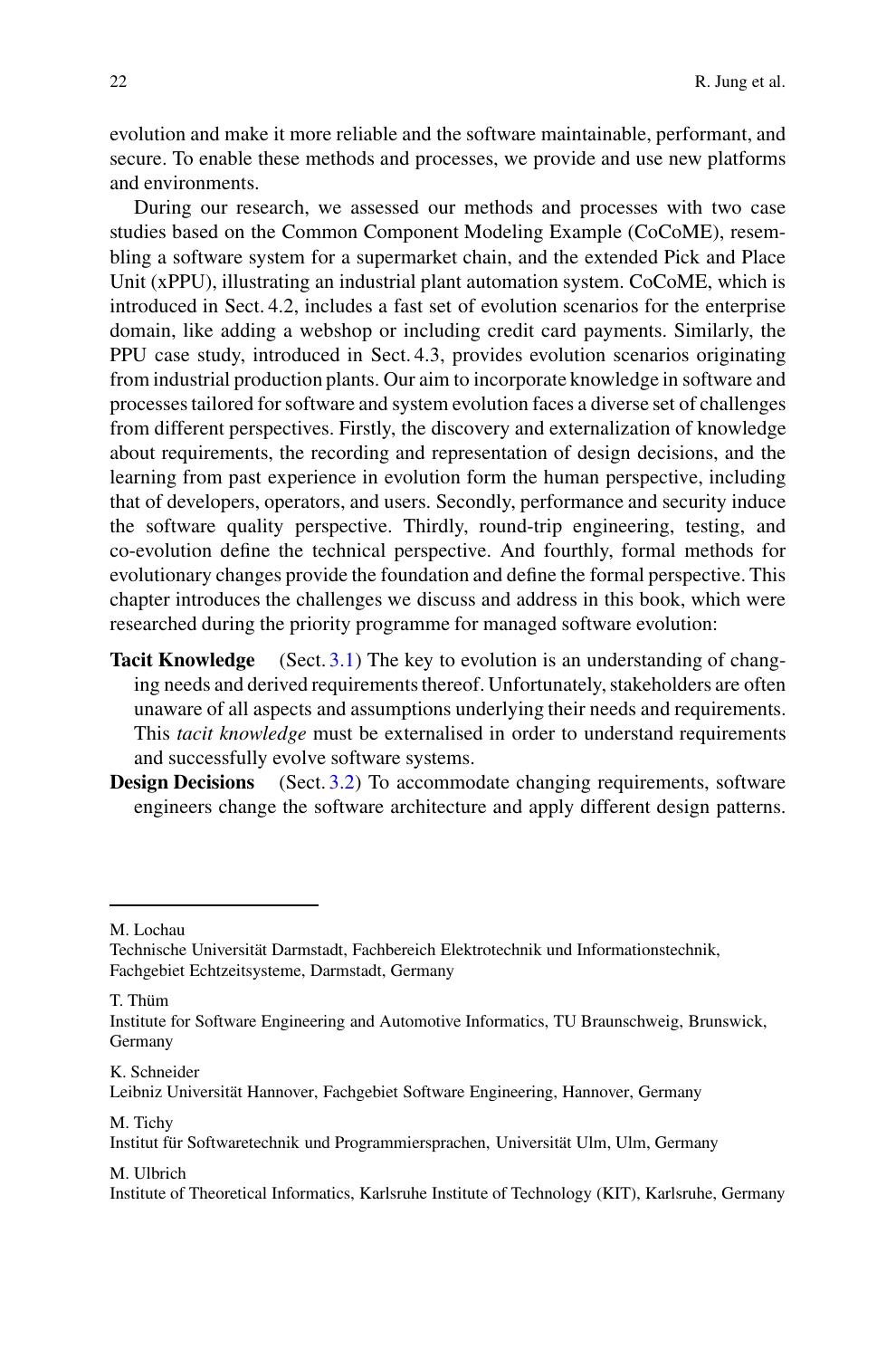evolution and make it more reliable and the software maintainable, performant, and secure. To enable these methods and processes, we provide and use new platforms and environments.

During our research, we assessed our methods and processes with two case studies based on the Common Component Modeling Example (CoCoME), resembling a software system for a supermarket chain, and the extended Pick and Place Unit (xPPU), illustrating an industrial plant automation system. CoCoME, which is introduced in Sect. 4.2, includes a fast set of evolution scenarios for the enterprise domain, like adding a webshop or including credit card payments. Similarly, the PPU case study, introduced in Sect. 4.3, provides evolution scenarios originating from industrial production plants. Our aim to incorporate knowledge in software and processes tailored for software and system evolution faces a diverse set of challenges from different perspectives. Firstly, the discovery and externalization of knowledge about requirements, the recording and representation of design decisions, and the learning from past experience in evolution form the human perspective, including that of developers, operators, and users. Secondly, performance and security induce the software quality perspective. Thirdly, round-trip engineering, testing, and co-evolution define the technical perspective. And fourthly, formal methods for evolutionary changes provide the foundation and define the formal perspective. This chapter introduces the challenges we discuss and address in this book, which were researched during the priority programme for managed software evolution:

**Tacit Knowledge** (Sect. 3.1) The key to evolution is an understanding of changing needs and derived requirements thereof. Unfortunately, stakeholders are often unaware of all aspects and assumptions underlying their needs and requirements. This *tacit knowledge* must be externalised in order to understand requirements and successfully evolve software systems.

**Design Decisions** (Sect. 3.2) To accommodate changing requirements, software engineers change the software architecture and apply different design patterns.

---

M. Lochau
Technische Universität Darmstadt, Fachbereich Elektrotechnik und Informationstechnik, Fachgebiet Echtzeitsysteme, Darmstadt, Germany

T. Thüm
Institute for Software Engineering and Automotive Informatics, TU Braunschweig, Brunswick, Germany

K. Schneider
Leibniz Universität Hannover, Fachgebiet Software Engineering, Hannover, Germany

M. Tichy
Institut für Softwaretechnik und Programmiersprachen, Universität Ulm, Ulm, Germany

M. Ulbrich
Institute of Theoretical Informatics, Karlsruhe Institute of Technology (KIT), Karlsruhe, Germany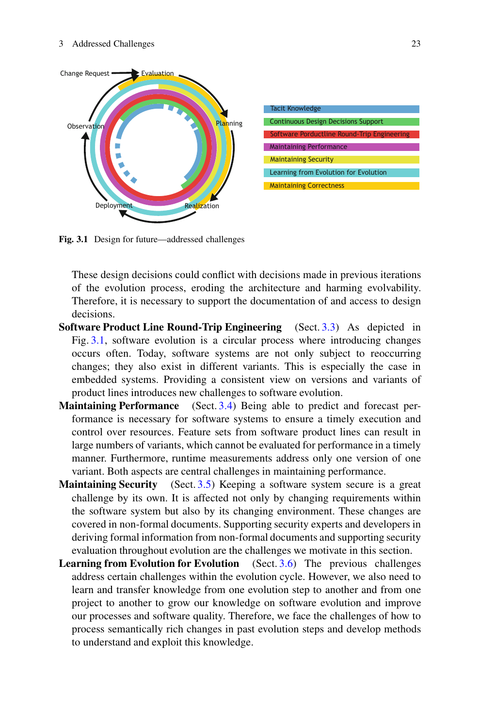Fig. 3.1 Design for future—addressed challenges

These design decisions could conflict with decisions made in previous iterations of the evolution process, eroding the architecture and harming evolvability. Therefore, it is necessary to support the documentation of and access to design decisions.

**Software Product Line Round-Trip Engineering** (Sect. 3.3) As depicted in Fig. 3.1, software evolution is a circular process where introducing changes occurs often. Today, software systems are not only subject to reoccurring changes; they also exist in different variants. This is especially the case in embedded systems. Providing a consistent view on versions and variants of product lines introduces new challenges to software evolution.

**Maintaining Performance** (Sect. 3.4) Being able to predict and forecast performance is necessary for software systems to ensure a timely execution and control over resources. Feature sets from software product lines can result in large numbers of variants, which cannot be evaluated for performance in a timely manner. Furthermore, runtime measurements address only one version of one variant. Both aspects are central challenges in maintaining performance.

**Maintaining Security** (Sect. 3.5) Keeping a software system secure is a great challenge by its own. It is affected not only by changing requirements within the software system but also by its changing environment. These changes are covered in non-formal documents. Supporting security experts and developers in deriving formal information from non-formal documents and supporting security evaluation throughout evolution are the challenges we motivate in this section.

**Learning from Evolution for Evolution** (Sect. 3.6) The previous challenges address certain challenges within the evolution cycle. However, we also need to learn and transfer knowledge from one evolution step to another and from one project to another to grow our knowledge on software evolution and improve our processes and software quality. Therefore, we face the challenges of how to process semantically rich changes in past evolution steps and develop methods to understand and exploit this knowledge.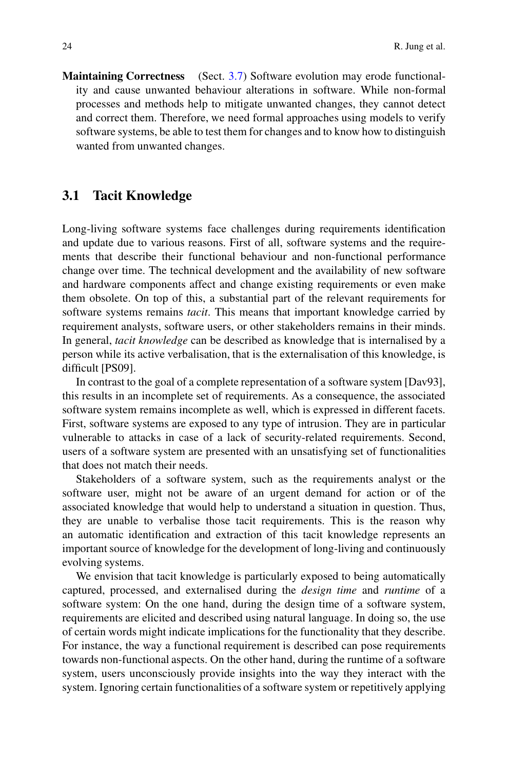**Maintaining Correctness** (Sect. 3.7) Software evolution may erode functionality and cause unwanted behaviour alterations in software. While non-formal processes and methods help to mitigate unwanted changes, they cannot detect and correct them. Therefore, we need formal approaches using models to verify software systems, be able to test them for changes and to know how to distinguish wanted from unwanted changes.

## 3.1 Tacit Knowledge

Long-living software systems face challenges during requirements identification and update due to various reasons. First of all, software systems and the requirements that describe their functional behaviour and non-functional performance change over time. The technical development and the availability of new software and hardware components affect and change existing requirements or even make them obsolete. On top of this, a substantial part of the relevant requirements for software systems remains *tacit*. This means that important knowledge carried by requirement analysts, software users, or other stakeholders remains in their minds. In general, *tacit knowledge* can be described as knowledge that is internalised by a person while its active verbalisation, that is the externalisation of this knowledge, is difficult [PS09].

In contrast to the goal of a complete representation of a software system [Dav93], this results in an incomplete set of requirements. As a consequence, the associated software system remains incomplete as well, which is expressed in different facets. First, software systems are exposed to any type of intrusion. They are in particular vulnerable to attacks in case of a lack of security-related requirements. Second, users of a software system are presented with an unsatisfying set of functionalities that does not match their needs.

Stakeholders of a software system, such as the requirements analyst or the software user, might not be aware of an urgent demand for action or of the associated knowledge that would help to understand a situation in question. Thus, they are unable to verbalise those tacit requirements. This is the reason why an automatic identification and extraction of this tacit knowledge represents an important source of knowledge for the development of long-living and continuously evolving systems.

We envision that tacit knowledge is particularly exposed to being automatically captured, processed, and externalised during the *design time* and *runtime* of a software system: On the one hand, during the design time of a software system, requirements are elicited and described using natural language. In doing so, the use of certain words might indicate implications for the functionality that they describe. For instance, the way a functional requirement is described can pose requirements towards non-functional aspects. On the other hand, during the runtime of a software system, users unconsciously provide insights into the way they interact with the system. Ignoring certain functionalities of a software system or repetitively applying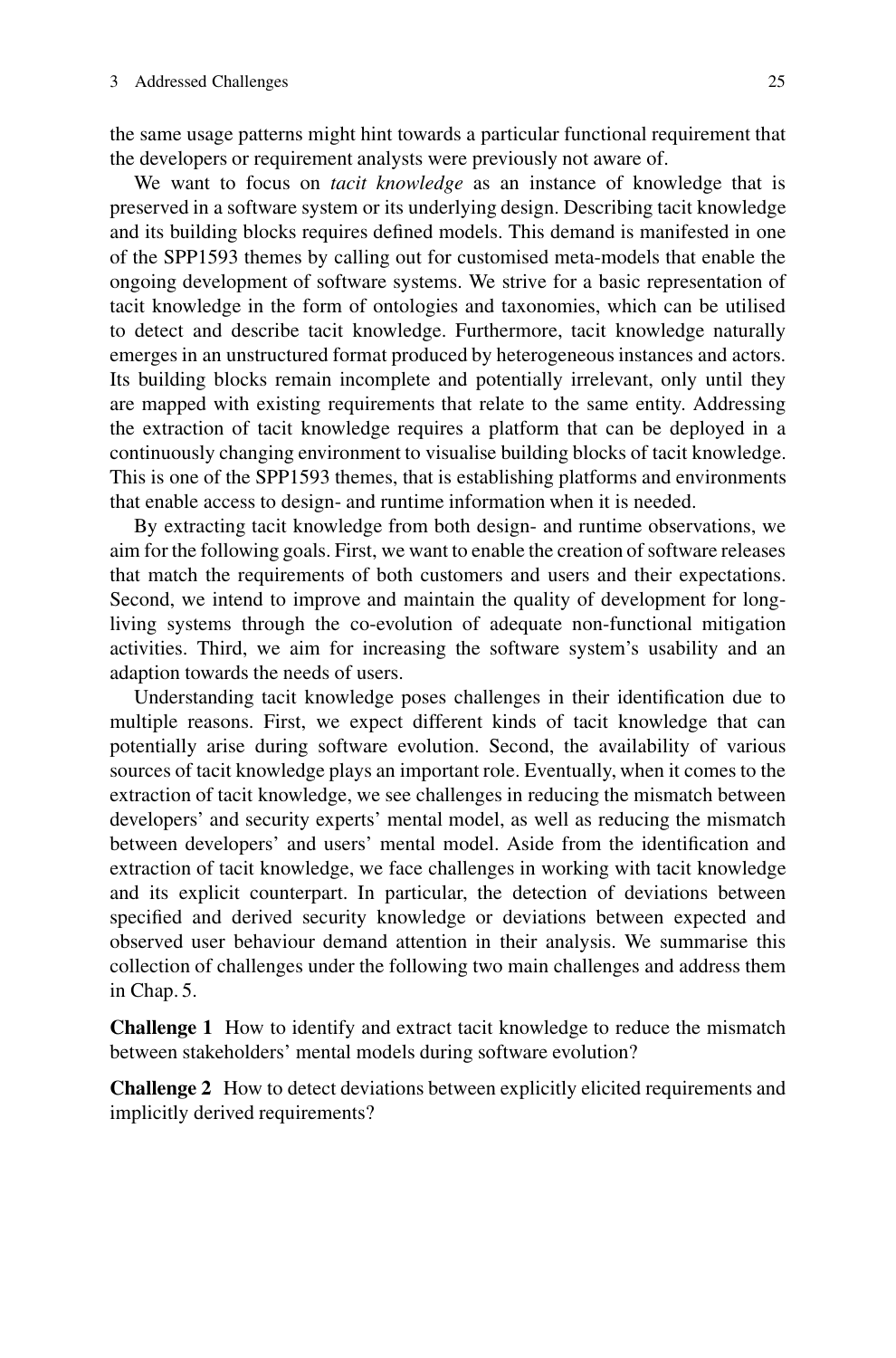the same usage patterns might hint towards a particular functional requirement that the developers or requirement analysts were previously not aware of.

We want to focus on *tacit knowledge* as an instance of knowledge that is preserved in a software system or its underlying design. Describing tacit knowledge and its building blocks requires defined models. This demand is manifested in one of the SPP1593 themes by calling out for customised meta-models that enable the ongoing development of software systems. We strive for a basic representation of tacit knowledge in the form of ontologies and taxonomies, which can be utilised to detect and describe tacit knowledge. Furthermore, tacit knowledge naturally emerges in an unstructured format produced by heterogeneous instances and actors. Its building blocks remain incomplete and potentially irrelevant, only until they are mapped with existing requirements that relate to the same entity. Addressing the extraction of tacit knowledge requires a platform that can be deployed in a continuously changing environment to visualise building blocks of tacit knowledge. This is one of the SPP1593 themes, that is establishing platforms and environments that enable access to design- and runtime information when it is needed.

By extracting tacit knowledge from both design- and runtime observations, we aim for the following goals. First, we want to enable the creation of software releases that match the requirements of both customers and users and their expectations. Second, we intend to improve and maintain the quality of development for long-living systems through the co-evolution of adequate non-functional mitigation activities. Third, we aim for increasing the software system's usability and an adaption towards the needs of users.

Understanding tacit knowledge poses challenges in their identification due to multiple reasons. First, we expect different kinds of tacit knowledge that can potentially arise during software evolution. Second, the availability of various sources of tacit knowledge plays an important role. Eventually, when it comes to the extraction of tacit knowledge, we see challenges in reducing the mismatch between developers' and security experts' mental model, as well as reducing the mismatch between developers' and users' mental model. Aside from the identification and extraction of tacit knowledge, we face challenges in working with tacit knowledge and its explicit counterpart. In particular, the detection of deviations between specified and derived security knowledge or deviations between expected and observed user behaviour demand attention in their analysis. We summarise this collection of challenges under the following two main challenges and address them in Chap. 5.

**Challenge 1** How to identify and extract tacit knowledge to reduce the mismatch between stakeholders' mental models during software evolution?

**Challenge 2** How to detect deviations between explicitly elicited requirements and implicitly derived requirements?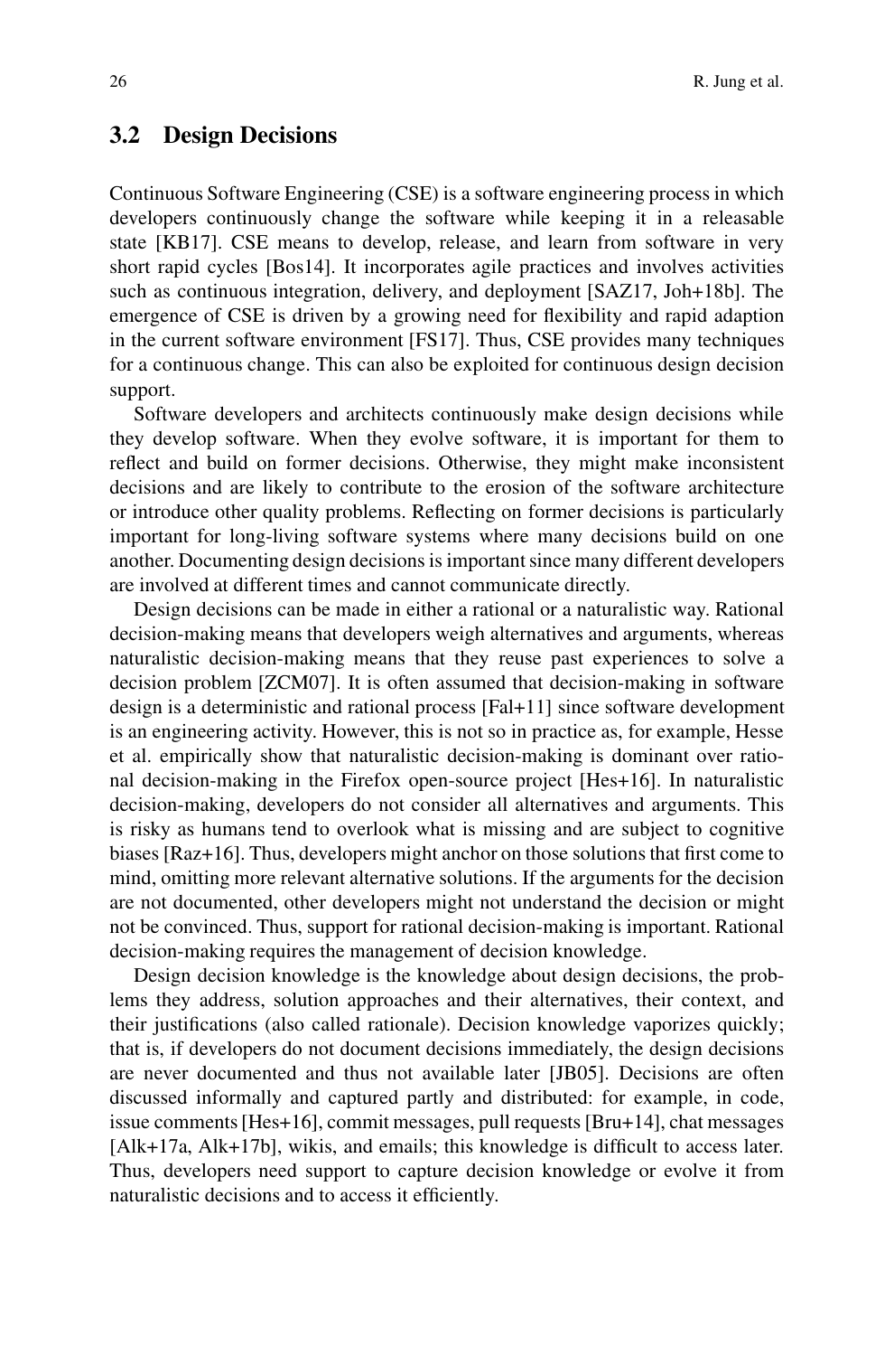## 3.2 Design Decisions

Continuous Software Engineering (CSE) is a software engineering process in which developers continuously change the software while keeping it in a releasable state [KB17]. CSE means to develop, release, and learn from software in very short rapid cycles [Bos14]. It incorporates agile practices and involves activities such as continuous integration, delivery, and deployment [SAZ17, Joh+18b]. The emergence of CSE is driven by a growing need for flexibility and rapid adaption in the current software environment [FS17]. Thus, CSE provides many techniques for a continuous change. This can also be exploited for continuous design decision support.

Software developers and architects continuously make design decisions while they develop software. When they evolve software, it is important for them to reflect and build on former decisions. Otherwise, they might make inconsistent decisions and are likely to contribute to the erosion of the software architecture or introduce other quality problems. Reflecting on former decisions is particularly important for long-living software systems where many decisions build on one another. Documenting design decisions is important since many different developers are involved at different times and cannot communicate directly.

Design decisions can be made in either a rational or a naturalistic way. Rational decision-making means that developers weigh alternatives and arguments, whereas naturalistic decision-making means that they reuse past experiences to solve a decision problem [ZCM07]. It is often assumed that decision-making in software design is a deterministic and rational process [Fal+11] since software development is an engineering activity. However, this is not so in practice as, for example, Hesse et al. empirically show that naturalistic decision-making is dominant over rational decision-making in the Firefox open-source project [Hes+16]. In naturalistic decision-making, developers do not consider all alternatives and arguments. This is risky as humans tend to overlook what is missing and are subject to cognitive biases [Raz+16]. Thus, developers might anchor on those solutions that first come to mind, omitting more relevant alternative solutions. If the arguments for the decision are not documented, other developers might not understand the decision or might not be convinced. Thus, support for rational decision-making is important. Rational decision-making requires the management of decision knowledge.

Design decision knowledge is the knowledge about design decisions, the problems they address, solution approaches and their alternatives, their context, and their justifications (also called rationale). Decision knowledge vaporizes quickly; that is, if developers do not document decisions immediately, the design decisions are never documented and thus not available later [JB05]. Decisions are often discussed informally and captured partly and distributed: for example, in code, issue comments [Hes+16], commit messages, pull requests [Bru+14], chat messages [Alk+17a, Alk+17b], wikis, and emails; this knowledge is difficult to access later. Thus, developers need support to capture decision knowledge or evolve it from naturalistic decisions and to access it efficiently.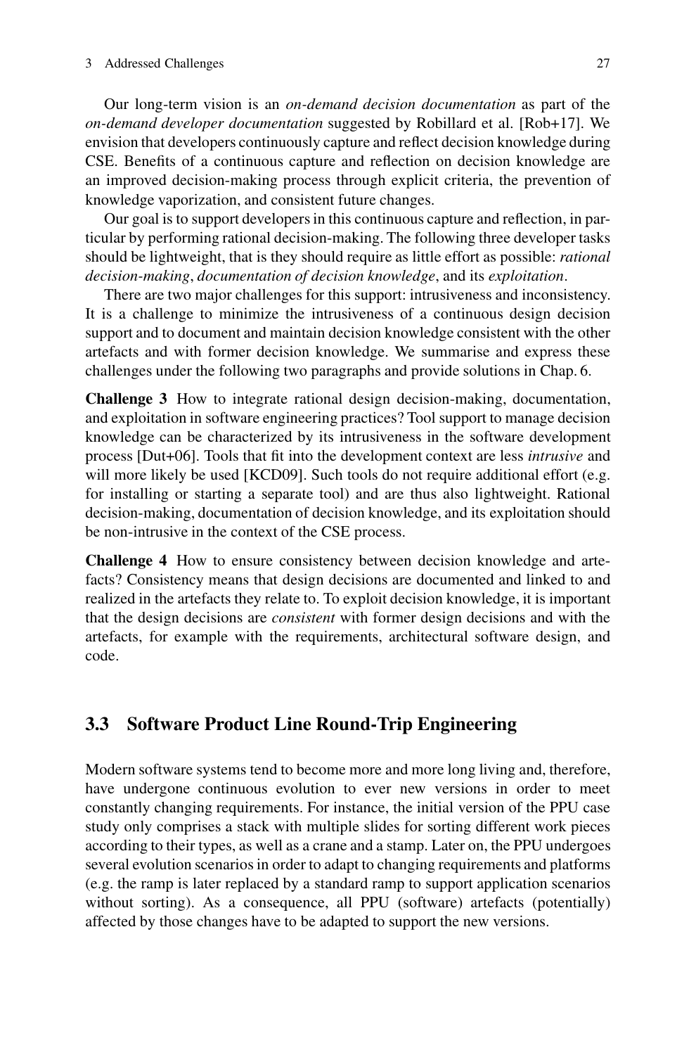Our long-term vision is an *on-demand decision documentation* as part of the *on-demand developer documentation* suggested by Robillard et al. [Rob+17]. We envision that developers continuously capture and reflect decision knowledge during CSE. Benefits of a continuous capture and reflection on decision knowledge are an improved decision-making process through explicit criteria, the prevention of knowledge vaporization, and consistent future changes.

Our goal is to support developers in this continuous capture and reflection, in particular by performing rational decision-making. The following three developer tasks should be lightweight, that is they should require as little effort as possible: *rational decision-making*, *documentation of decision knowledge*, and its *exploitation*.

There are two major challenges for this support: intrusiveness and inconsistency. It is a challenge to minimize the intrusiveness of a continuous design decision support and to document and maintain decision knowledge consistent with the other artefacts and with former decision knowledge. We summarise and express these challenges under the following two paragraphs and provide solutions in Chap. 6.

**Challenge 3** How to integrate rational design decision-making, documentation, and exploitation in software engineering practices? Tool support to manage decision knowledge can be characterized by its intrusiveness in the software development process [Dut+06]. Tools that fit into the development context are less *intrusive* and will more likely be used [KCD09]. Such tools do not require additional effort (e.g. for installing or starting a separate tool) and are thus also lightweight. Rational decision-making, documentation of decision knowledge, and its exploitation should be non-intrusive in the context of the CSE process.

**Challenge 4** How to ensure consistency between decision knowledge and artefacts? Consistency means that design decisions are documented and linked to and realized in the artefacts they relate to. To exploit decision knowledge, it is important that the design decisions are *consistent* with former design decisions and with the artefacts, for example with the requirements, architectural software design, and code.

## 3.3 Software Product Line Round-Trip Engineering

Modern software systems tend to become more and more long living and, therefore, have undergone continuous evolution to ever new versions in order to meet constantly changing requirements. For instance, the initial version of the PPU case study only comprises a stack with multiple slides for sorting different work pieces according to their types, as well as a crane and a stamp. Later on, the PPU undergoes several evolution scenarios in order to adapt to changing requirements and platforms (e.g. the ramp is later replaced by a standard ramp to support application scenarios without sorting). As a consequence, all PPU (software) artefacts (potentially) affected by those changes have to be adapted to support the new versions.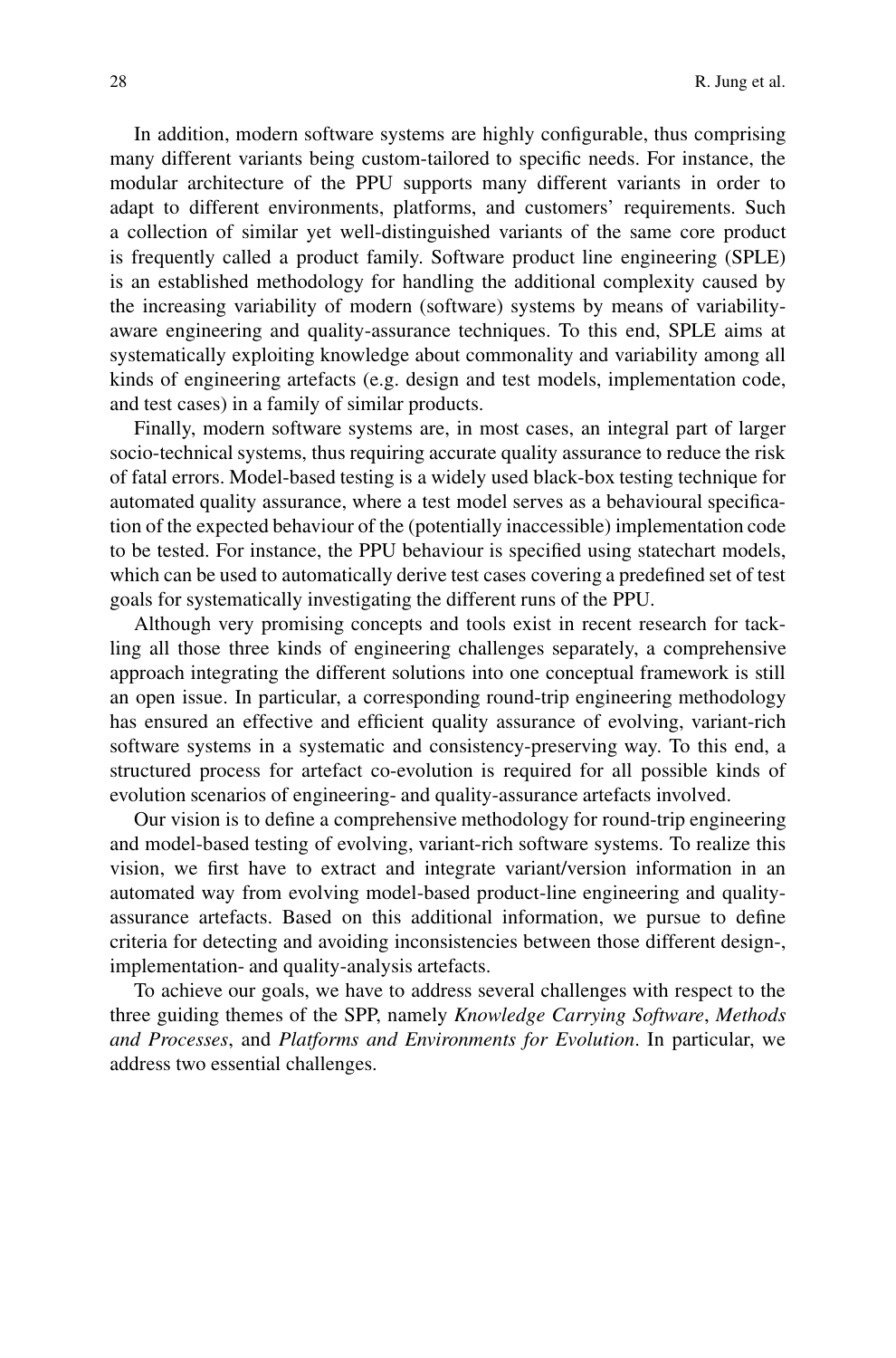In addition, modern software systems are highly configurable, thus comprising many different variants being custom-tailored to specific needs. For instance, the modular architecture of the PPU supports many different variants in order to adapt to different environments, platforms, and customers' requirements. Such a collection of similar yet well-distinguished variants of the same core product is frequently called a product family. Software product line engineering (SPLE) is an established methodology for handling the additional complexity caused by the increasing variability of modern (software) systems by means of variability-aware engineering and quality-assurance techniques. To this end, SPLE aims at systematically exploiting knowledge about commonality and variability among all kinds of engineering artefacts (e.g. design and test models, implementation code, and test cases) in a family of similar products.

Finally, modern software systems are, in most cases, an integral part of larger socio-technical systems, thus requiring accurate quality assurance to reduce the risk of fatal errors. Model-based testing is a widely used black-box testing technique for automated quality assurance, where a test model serves as a behavioural specification of the expected behaviour of the (potentially inaccessible) implementation code to be tested. For instance, the PPU behaviour is specified using statechart models, which can be used to automatically derive test cases covering a predefined set of test goals for systematically investigating the different runs of the PPU.

Although very promising concepts and tools exist in recent research for tackling all those three kinds of engineering challenges separately, a comprehensive approach integrating the different solutions into one conceptual framework is still an open issue. In particular, a corresponding round-trip engineering methodology has ensured an effective and efficient quality assurance of evolving, variant-rich software systems in a systematic and consistency-preserving way. To this end, a structured process for artefact co-evolution is required for all possible kinds of evolution scenarios of engineering- and quality-assurance artefacts involved.

Our vision is to define a comprehensive methodology for round-trip engineering and model-based testing of evolving, variant-rich software systems. To realize this vision, we first have to extract and integrate variant/version information in an automated way from evolving model-based product-line engineering and quality-assurance artefacts. Based on this additional information, we pursue to define criteria for detecting and avoiding inconsistencies between those different design-, implementation- and quality-analysis artefacts.

To achieve our goals, we have to address several challenges with respect to the three guiding themes of the SPP, namely *Knowledge Carrying Software*, *Methods and Processes*, and *Platforms and Environments for Evolution*. In particular, we address two essential challenges.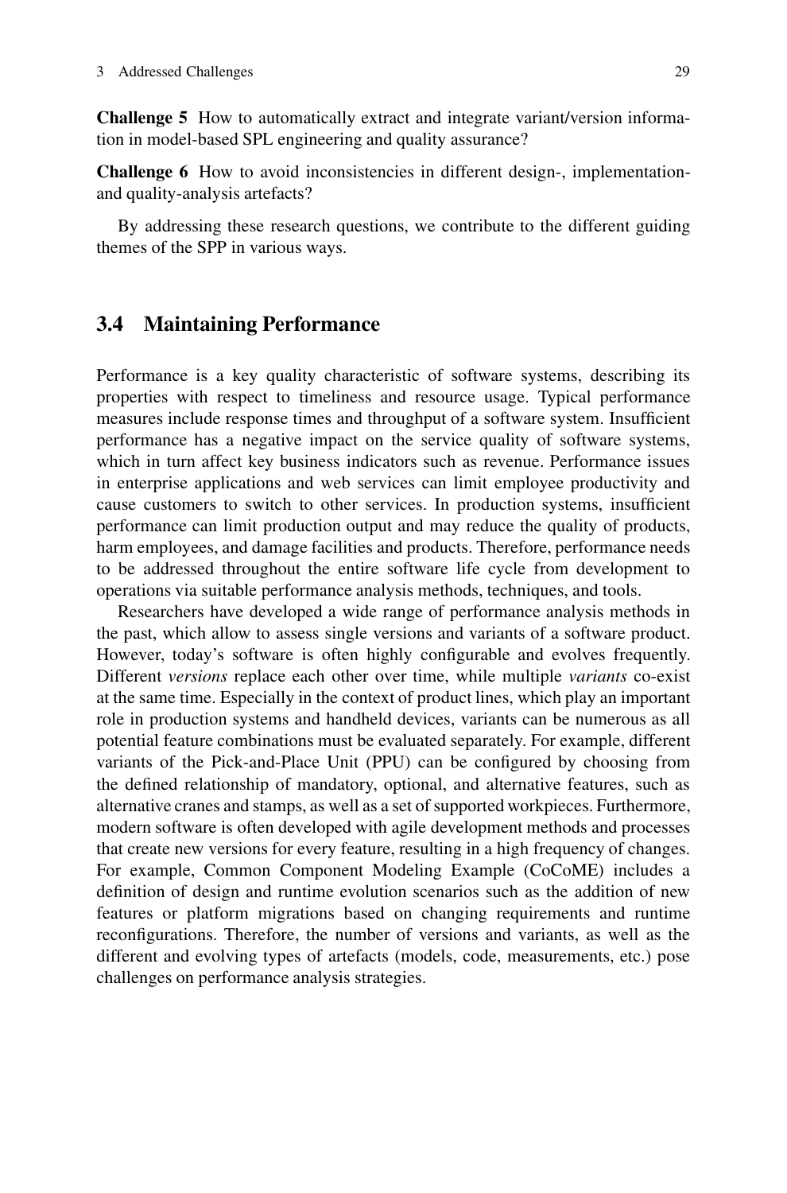**Challenge 5** How to automatically extract and integrate variant/version information in model-based SPL engineering and quality assurance?

**Challenge 6** How to avoid inconsistencies in different design-, implementation- and quality-analysis artefacts?

By addressing these research questions, we contribute to the different guiding themes of the SPP in various ways.

## 3.4 Maintaining Performance

Performance is a key quality characteristic of software systems, describing its properties with respect to timeliness and resource usage. Typical performance measures include response times and throughput of a software system. Insufficient performance has a negative impact on the service quality of software systems, which in turn affect key business indicators such as revenue. Performance issues in enterprise applications and web services can limit employee productivity and cause customers to switch to other services. In production systems, insufficient performance can limit production output and may reduce the quality of products, harm employees, and damage facilities and products. Therefore, performance needs to be addressed throughout the entire software life cycle from development to operations via suitable performance analysis methods, techniques, and tools.

Researchers have developed a wide range of performance analysis methods in the past, which allow to assess single versions and variants of a software product. However, today's software is often highly configurable and evolves frequently. Different *versions* replace each other over time, while multiple *variants* co-exist at the same time. Especially in the context of product lines, which play an important role in production systems and handheld devices, variants can be numerous as all potential feature combinations must be evaluated separately. For example, different variants of the Pick-and-Place Unit (PPU) can be configured by choosing from the defined relationship of mandatory, optional, and alternative features, such as alternative cranes and stamps, as well as a set of supported workpieces. Furthermore, modern software is often developed with agile development methods and processes that create new versions for every feature, resulting in a high frequency of changes. For example, Common Component Modeling Example (CoCoME) includes a definition of design and runtime evolution scenarios such as the addition of new features or platform migrations based on changing requirements and runtime reconfigurations. Therefore, the number of versions and variants, as well as the different and evolving types of artefacts (models, code, measurements, etc.) pose challenges on performance analysis strategies.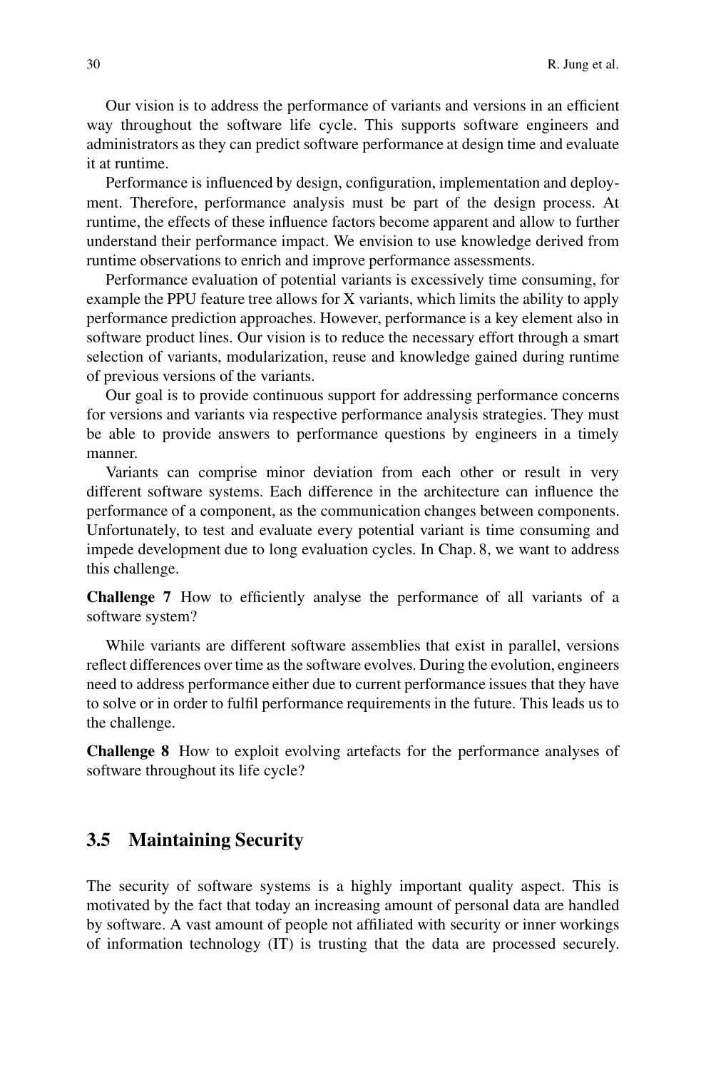Our vision is to address the performance of variants and versions in an efficient way throughout the software life cycle. This supports software engineers and administrators as they can predict software performance at design time and evaluate it at runtime.

Performance is influenced by design, configuration, implementation and deployment. Therefore, performance analysis must be part of the design process. At runtime, the effects of these influence factors become apparent and allow to further understand their performance impact. We envision to use knowledge derived from runtime observations to enrich and improve performance assessments.

Performance evaluation of potential variants is excessively time consuming, for example the PPU feature tree allows for X variants, which limits the ability to apply performance prediction approaches. However, performance is a key element also in software product lines. Our vision is to reduce the necessary effort through a smart selection of variants, modularization, reuse and knowledge gained during runtime of previous versions of the variants.

Our goal is to provide continuous support for addressing performance concerns for versions and variants via respective performance analysis strategies. They must be able to provide answers to performance questions by engineers in a timely manner.

Variants can comprise minor deviation from each other or result in very different software systems. Each difference in the architecture can influence the performance of a component, as the communication changes between components. Unfortunately, to test and evaluate every potential variant is time consuming and impede development due to long evaluation cycles. In Chap. 8, we want to address this challenge.

**Challenge 7** How to efficiently analyse the performance of all variants of a software system?

While variants are different software assemblies that exist in parallel, versions reflect differences over time as the software evolves. During the evolution, engineers need to address performance either due to current performance issues that they have to solve or in order to fulfil performance requirements in the future. This leads us to the challenge.

**Challenge 8** How to exploit evolving artefacts for the performance analyses of software throughout its life cycle?

## 3.5 Maintaining Security

The security of software systems is a highly important quality aspect. This is motivated by the fact that today an increasing amount of personal data are handled by software. A vast amount of people not affiliated with security or inner workings of information technology (IT) is trusting that the data are processed securely.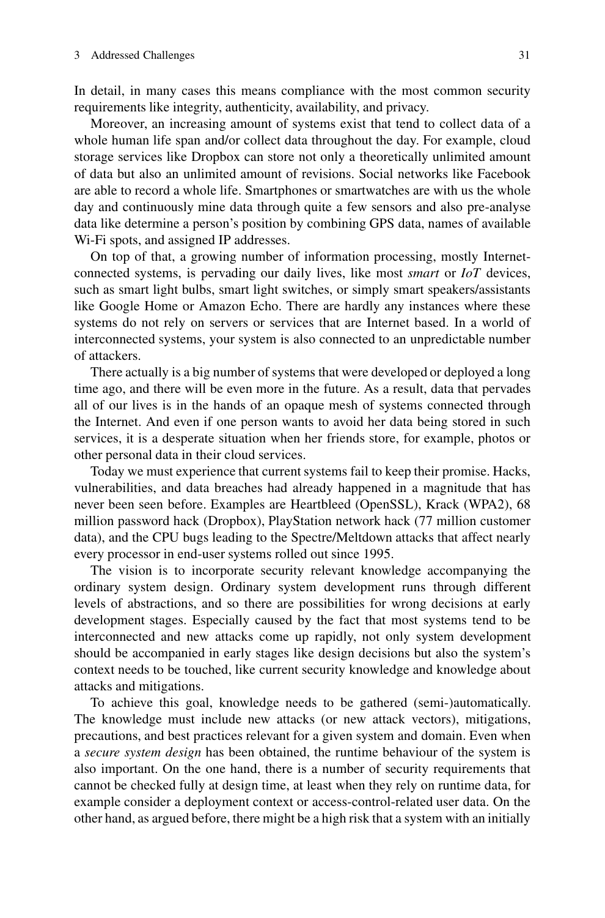In detail, in many cases this means compliance with the most common security requirements like integrity, authenticity, availability, and privacy.

Moreover, an increasing amount of systems exist that tend to collect data of a whole human life span and/or collect data throughout the day. For example, cloud storage services like Dropbox can store not only a theoretically unlimited amount of data but also an unlimited amount of revisions. Social networks like Facebook are able to record a whole life. Smartphones or smartwatches are with us the whole day and continuously mine data through quite a few sensors and also pre-analyse data like determine a person's position by combining GPS data, names of available Wi-Fi spots, and assigned IP addresses.

On top of that, a growing number of information processing, mostly Internet-connected systems, is pervading our daily lives, like most *smart* or *IoT* devices, such as smart light bulbs, smart light switches, or simply smart speakers/assistants like Google Home or Amazon Echo. There are hardly any instances where these systems do not rely on servers or services that are Internet based. In a world of interconnected systems, your system is also connected to an unpredictable number of attackers.

There actually is a big number of systems that were developed or deployed a long time ago, and there will be even more in the future. As a result, data that pervades all of our lives is in the hands of an opaque mesh of systems connected through the Internet. And even if one person wants to avoid her data being stored in such services, it is a desperate situation when her friends store, for example, photos or other personal data in their cloud services.

Today we must experience that current systems fail to keep their promise. Hacks, vulnerabilities, and data breaches had already happened in a magnitude that has never been seen before. Examples are Heartbleed (OpenSSL), Krack (WPA2), 68 million password hack (Dropbox), PlayStation network hack (77 million customer data), and the CPU bugs leading to the Spectre/Meltdown attacks that affect nearly every processor in end-user systems rolled out since 1995.

The vision is to incorporate security relevant knowledge accompanying the ordinary system design. Ordinary system development runs through different levels of abstractions, and so there are possibilities for wrong decisions at early development stages. Especially caused by the fact that most systems tend to be interconnected and new attacks come up rapidly, not only system development should be accompanied in early stages like design decisions but also the system's context needs to be touched, like current security knowledge and knowledge about attacks and mitigations.

To achieve this goal, knowledge needs to be gathered (semi-)automatically. The knowledge must include new attacks (or new attack vectors), mitigations, precautions, and best practices relevant for a given system and domain. Even when a *secure system design* has been obtained, the runtime behaviour of the system is also important. On the one hand, there is a number of security requirements that cannot be checked fully at design time, at least when they rely on runtime data, for example consider a deployment context or access-control-related user data. On the other hand, as argued before, there might be a high risk that a system with an initially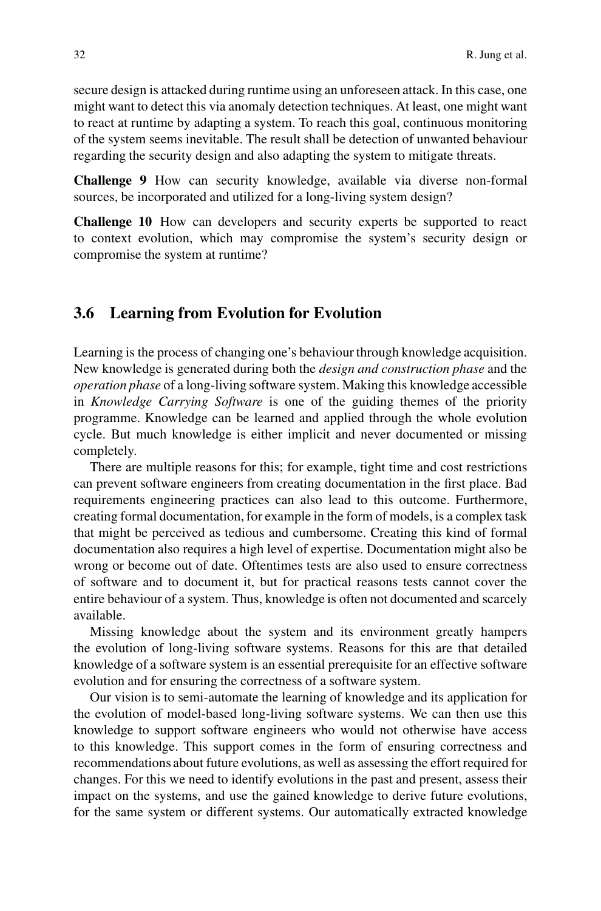secure design is attacked during runtime using an unforeseen attack. In this case, one might want to detect this via anomaly detection techniques. At least, one might want to react at runtime by adapting a system. To reach this goal, continuous monitoring of the system seems inevitable. The result shall be detection of unwanted behaviour regarding the security design and also adapting the system to mitigate threats.

**Challenge 9** How can security knowledge, available via diverse non-formal sources, be incorporated and utilized for a long-living system design?

**Challenge 10** How can developers and security experts be supported to react to context evolution, which may compromise the system's security design or compromise the system at runtime?

## 3.6 Learning from Evolution for Evolution

Learning is the process of changing one's behaviour through knowledge acquisition. New knowledge is generated during both the *design and construction phase* and the *operation phase* of a long-living software system. Making this knowledge accessible in *Knowledge Carrying Software* is one of the guiding themes of the priority programme. Knowledge can be learned and applied through the whole evolution cycle. But much knowledge is either implicit and never documented or missing completely.

There are multiple reasons for this; for example, tight time and cost restrictions can prevent software engineers from creating documentation in the first place. Bad requirements engineering practices can also lead to this outcome. Furthermore, creating formal documentation, for example in the form of models, is a complex task that might be perceived as tedious and cumbersome. Creating this kind of formal documentation also requires a high level of expertise. Documentation might also be wrong or become out of date. Oftentimes tests are also used to ensure correctness of software and to document it, but for practical reasons tests cannot cover the entire behaviour of a system. Thus, knowledge is often not documented and scarcely available.

Missing knowledge about the system and its environment greatly hampers the evolution of long-living software systems. Reasons for this are that detailed knowledge of a software system is an essential prerequisite for an effective software evolution and for ensuring the correctness of a software system.

Our vision is to semi-automate the learning of knowledge and its application for the evolution of model-based long-living software systems. We can then use this knowledge to support software engineers who would not otherwise have access to this knowledge. This support comes in the form of ensuring correctness and recommendations about future evolutions, as well as assessing the effort required for changes. For this we need to identify evolutions in the past and present, assess their impact on the systems, and use the gained knowledge to derive future evolutions, for the same system or different systems. Our automatically extracted knowledge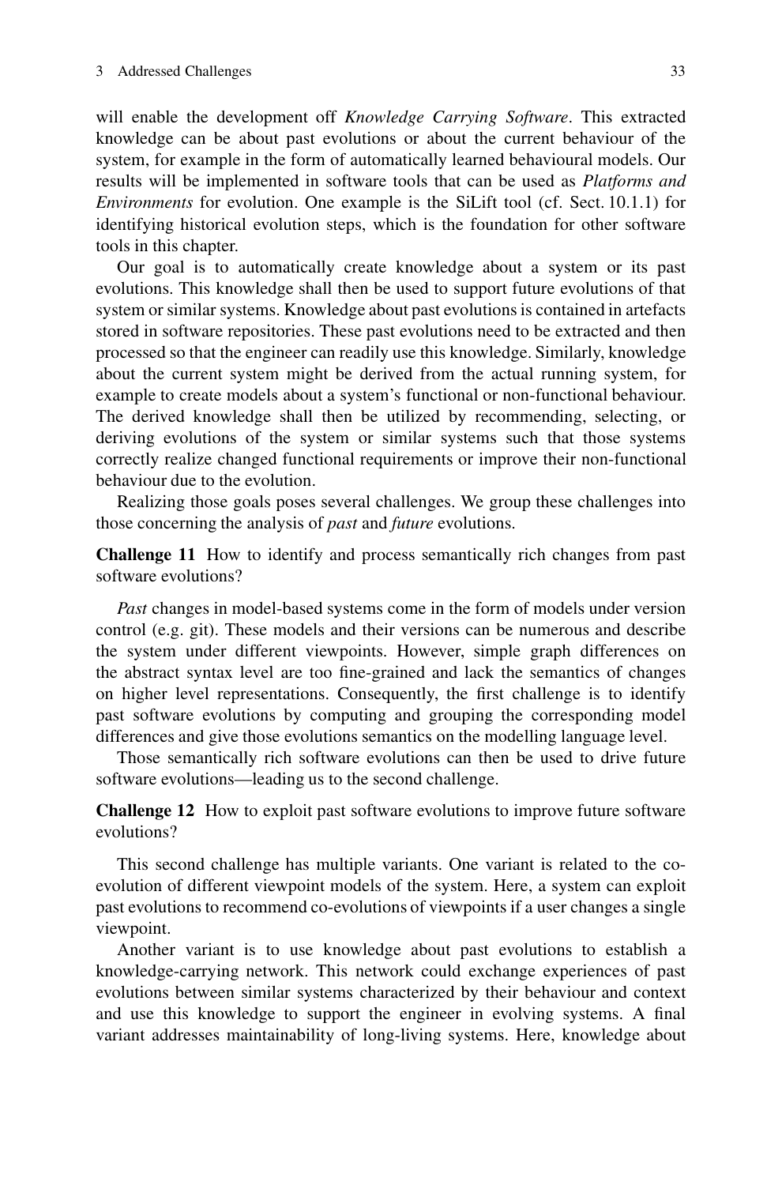will enable the development off *Knowledge Carrying Software*. This extracted knowledge can be about past evolutions or about the current behaviour of the system, for example in the form of automatically learned behavioural models. Our results will be implemented in software tools that can be used as *Platforms and Environments* for evolution. One example is the SiLift tool (cf. Sect. 10.1.1) for identifying historical evolution steps, which is the foundation for other software tools in this chapter.

Our goal is to automatically create knowledge about a system or its past evolutions. This knowledge shall then be used to support future evolutions of that system or similar systems. Knowledge about past evolutions is contained in artefacts stored in software repositories. These past evolutions need to be extracted and then processed so that the engineer can readily use this knowledge. Similarly, knowledge about the current system might be derived from the actual running system, for example to create models about a system's functional or non-functional behaviour. The derived knowledge shall then be utilized by recommending, selecting, or deriving evolutions of the system or similar systems such that those systems correctly realize changed functional requirements or improve their non-functional behaviour due to the evolution.

Realizing those goals poses several challenges. We group these challenges into those concerning the analysis of *past* and *future* evolutions.

**Challenge 11** How to identify and process semantically rich changes from past software evolutions?

*Past* changes in model-based systems come in the form of models under version control (e.g. git). These models and their versions can be numerous and describe the system under different viewpoints. However, simple graph differences on the abstract syntax level are too fine-grained and lack the semantics of changes on higher level representations. Consequently, the first challenge is to identify past software evolutions by computing and grouping the corresponding model differences and give those evolutions semantics on the modelling language level.

Those semantically rich software evolutions can then be used to drive future software evolutions—leading us to the second challenge.

**Challenge 12** How to exploit past software evolutions to improve future software evolutions?

This second challenge has multiple variants. One variant is related to the co-evolution of different viewpoint models of the system. Here, a system can exploit past evolutions to recommend co-evolutions of viewpoints if a user changes a single viewpoint.

Another variant is to use knowledge about past evolutions to establish a knowledge-carrying network. This network could exchange experiences of past evolutions between similar systems characterized by their behaviour and context and use this knowledge to support the engineer in evolving systems. A final variant addresses maintainability of long-living systems. Here, knowledge about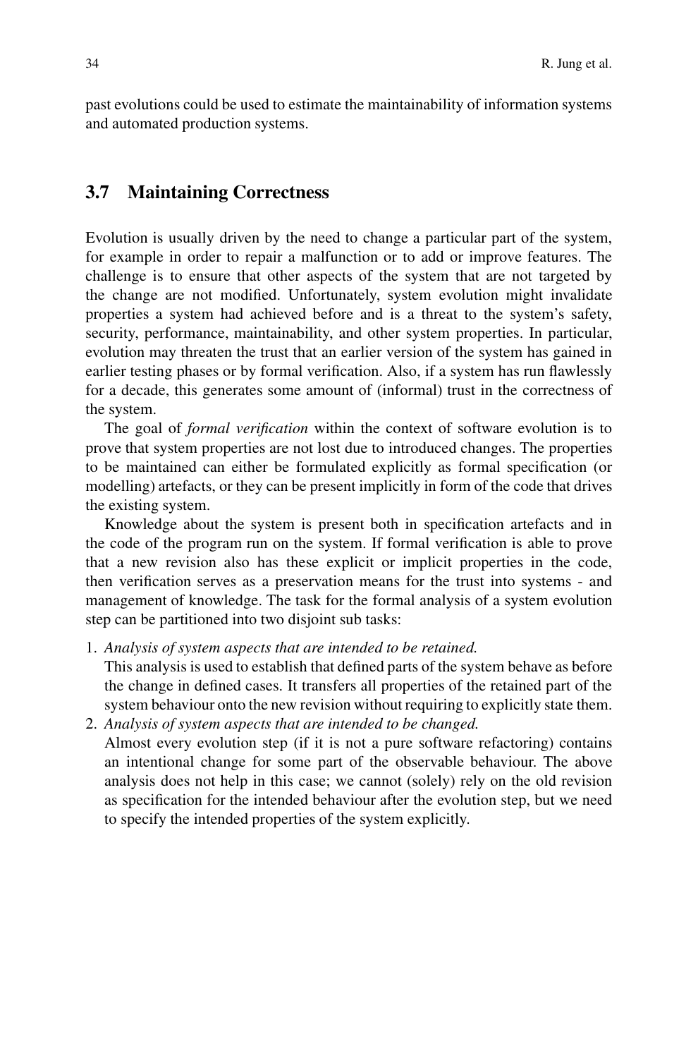past evolutions could be used to estimate the maintainability of information systems and automated production systems.

## 3.7 Maintaining Correctness

Evolution is usually driven by the need to change a particular part of the system, for example in order to repair a malfunction or to add or improve features. The challenge is to ensure that other aspects of the system that are not targeted by the change are not modified. Unfortunately, system evolution might invalidate properties a system had achieved before and is a threat to the system's safety, security, performance, maintainability, and other system properties. In particular, evolution may threaten the trust that an earlier version of the system has gained in earlier testing phases or by formal verification. Also, if a system has run flawlessly for a decade, this generates some amount of (informal) trust in the correctness of the system.

The goal of *formal verification* within the context of software evolution is to prove that system properties are not lost due to introduced changes. The properties to be maintained can either be formulated explicitly as formal specification (or modelling) artefacts, or they can be present implicitly in form of the code that drives the existing system.

Knowledge about the system is present both in specification artefacts and in the code of the program run on the system. If formal verification is able to prove that a new revision also has these explicit or implicit properties in the code, then verification serves as a preservation means for the trust into systems - and management of knowledge. The task for the formal analysis of a system evolution step can be partitioned into two disjoint sub tasks:

1. *Analysis of system aspects that are intended to be retained.*
   This analysis is used to establish that defined parts of the system behave as before the change in defined cases. It transfers all properties of the retained part of the system behaviour onto the new revision without requiring to explicitly state them.
2. *Analysis of system aspects that are intended to be changed.*
   Almost every evolution step (if it is not a pure software refactoring) contains an intentional change for some part of the observable behaviour. The above analysis does not help in this case; we cannot (solely) rely on the old revision as specification for the intended behaviour after the evolution step, but we need to specify the intended properties of the system explicitly.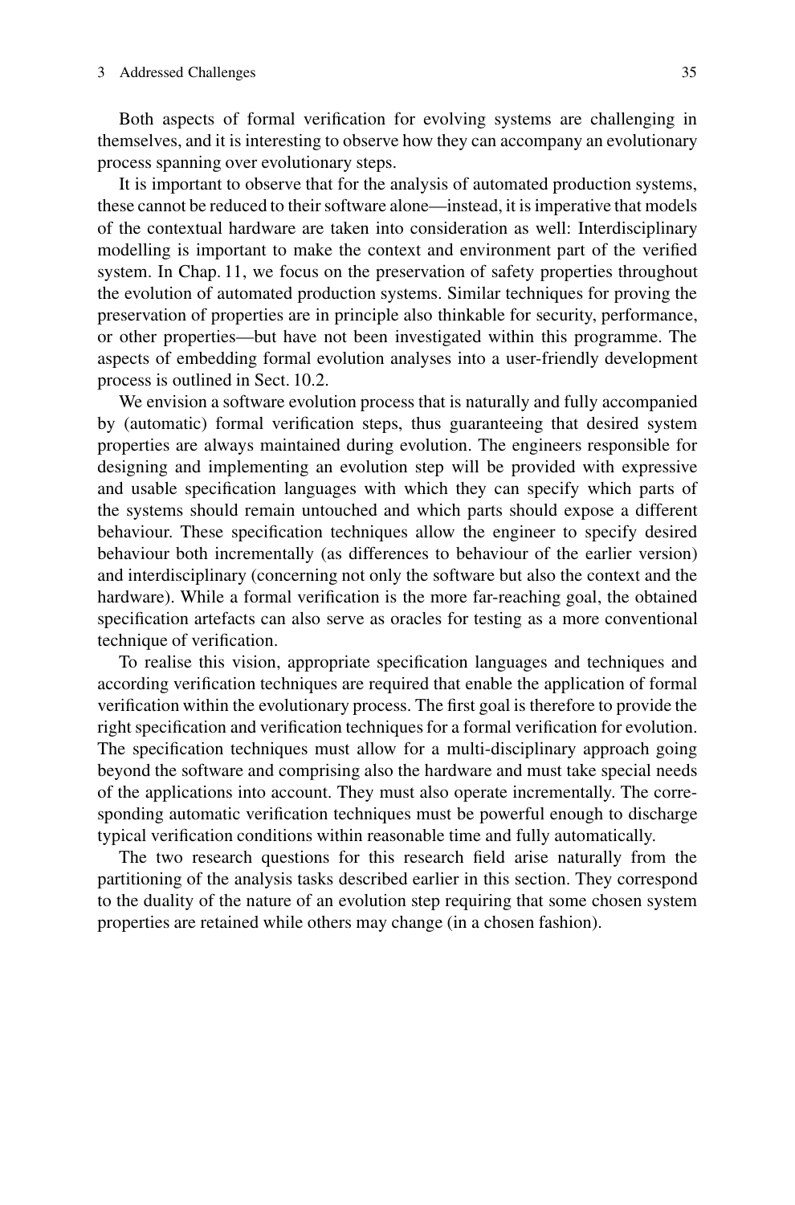Both aspects of formal verification for evolving systems are challenging in themselves, and it is interesting to observe how they can accompany an evolutionary process spanning over evolutionary steps.

It is important to observe that for the analysis of automated production systems, these cannot be reduced to their software alone—instead, it is imperative that models of the contextual hardware are taken into consideration as well: Interdisciplinary modelling is important to make the context and environment part of the verified system. In Chap. 11, we focus on the preservation of safety properties throughout the evolution of automated production systems. Similar techniques for proving the preservation of properties are in principle also thinkable for security, performance, or other properties—but have not been investigated within this programme. The aspects of embedding formal evolution analyses into a user-friendly development process is outlined in Sect. 10.2.

We envision a software evolution process that is naturally and fully accompanied by (automatic) formal verification steps, thus guaranteeing that desired system properties are always maintained during evolution. The engineers responsible for designing and implementing an evolution step will be provided with expressive and usable specification languages with which they can specify which parts of the systems should remain untouched and which parts should expose a different behaviour. These specification techniques allow the engineer to specify desired behaviour both incrementally (as differences to behaviour of the earlier version) and interdisciplinary (concerning not only the software but also the context and the hardware). While a formal verification is the more far-reaching goal, the obtained specification artefacts can also serve as oracles for testing as a more conventional technique of verification.

To realise this vision, appropriate specification languages and techniques and according verification techniques are required that enable the application of formal verification within the evolutionary process. The first goal is therefore to provide the right specification and verification techniques for a formal verification for evolution. The specification techniques must allow for a multi-disciplinary approach going beyond the software and comprising also the hardware and must take special needs of the applications into account. They must also operate incrementally. The corresponding automatic verification techniques must be powerful enough to discharge typical verification conditions within reasonable time and fully automatically.

The two research questions for this research field arise naturally from the partitioning of the analysis tasks described earlier in this section. They correspond to the duality of the nature of an evolution step requiring that some chosen system properties are retained while others may change (in a chosen fashion).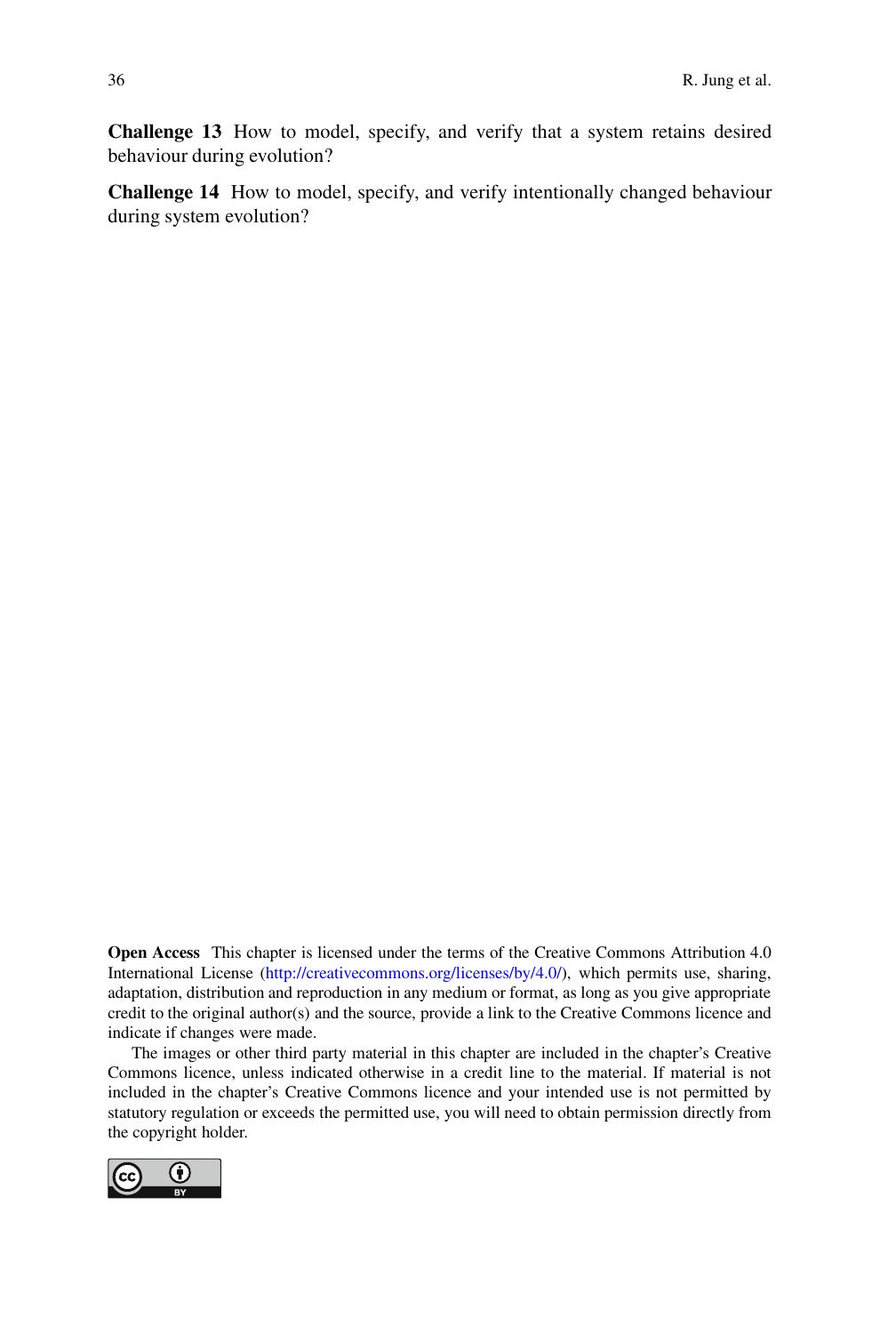**Challenge 13** How to model, specify, and verify that a system retains desired behaviour during evolution?

**Challenge 14** How to model, specify, and verify intentionally changed behaviour during system evolution?

**Open Access** This chapter is licensed under the terms of the Creative Commons Attribution 4.0 International License (http://creativecommons.org/licenses/by/4.0/), which permits use, sharing, adaptation, distribution and reproduction in any medium or format, as long as you give appropriate credit to the original author(s) and the source, provide a link to the Creative Commons licence and indicate if changes were made.

The images or other third party material in this chapter are included in the chapter's Creative Commons licence, unless indicated otherwise in a credit line to the material. If material is not included in the chapter's Creative Commons licence and your intended use is not permitted by statutory regulation or exceeds the permitted use, you will need to obtain permission directly from the copyright holder.